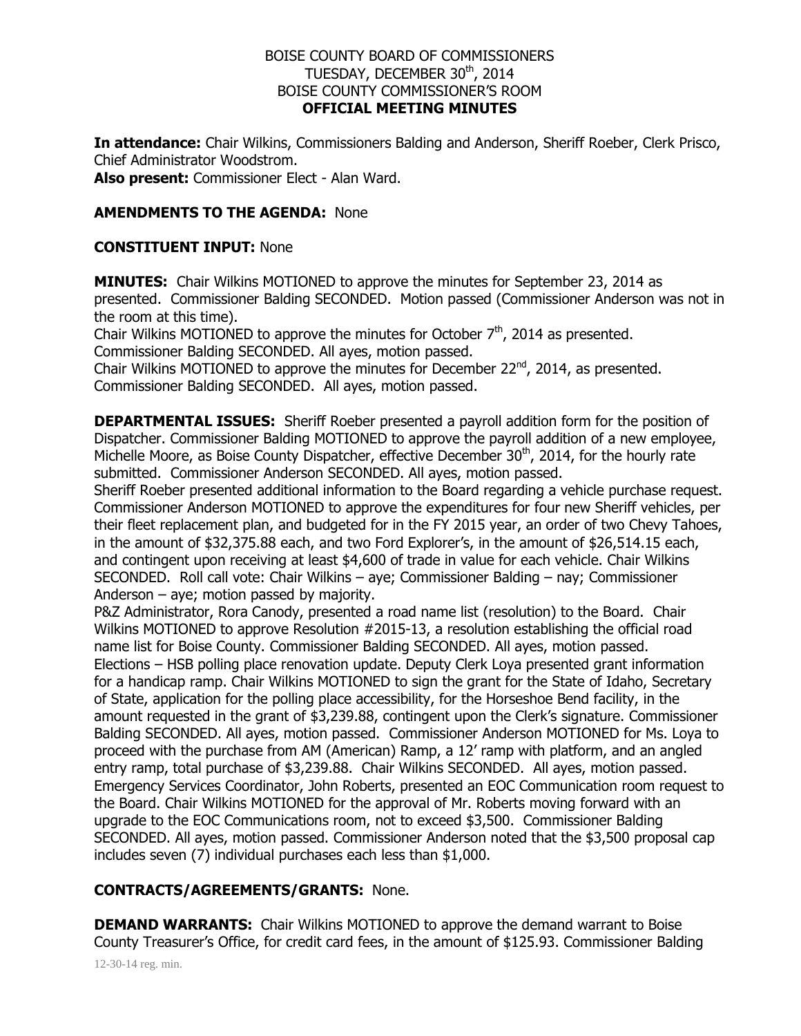# BOISE COUNTY BOARD OF COMMISSIONERS
## TUESDAY, DECEMBER 30th, 2014
## BOISE COUNTY COMMISSIONER'S ROOM
## OFFICIAL MEETING MINUTES

**In attendance:** Chair Wilkins, Commissioners Balding and Anderson, Sheriff Roeber, Clerk Prisco, Chief Administrator Woodstrom.
**Also present:** Commissioner Elect - Alan Ward.

**AMENDMENTS TO THE AGENDA:** None

**CONSTITUENT INPUT:** None

**MINUTES:** Chair Wilkins MOTIONED to approve the minutes for September 23, 2014 as presented. Commissioner Balding SECONDED. Motion passed (Commissioner Anderson was not in the room at this time).
Chair Wilkins MOTIONED to approve the minutes for October 7th, 2014 as presented. Commissioner Balding SECONDED. All ayes, motion passed.
Chair Wilkins MOTIONED to approve the minutes for December 22nd, 2014, as presented. Commissioner Balding SECONDED. All ayes, motion passed.

**DEPARTMENTAL ISSUES:** Sheriff Roeber presented a payroll addition form for the position of Dispatcher. Commissioner Balding MOTIONED to approve the payroll addition of a new employee, Michelle Moore, as Boise County Dispatcher, effective December 30th, 2014, for the hourly rate submitted. Commissioner Anderson SECONDED. All ayes, motion passed.
Sheriff Roeber presented additional information to the Board regarding a vehicle purchase request. Commissioner Anderson MOTIONED to approve the expenditures for four new Sheriff vehicles, per their fleet replacement plan, and budgeted for in the FY 2015 year, an order of two Chevy Tahoes, in the amount of $32,375.88 each, and two Ford Explorer's, in the amount of $26,514.15 each, and contingent upon receiving at least $4,600 of trade in value for each vehicle. Chair Wilkins SECONDED. Roll call vote: Chair Wilkins – aye; Commissioner Balding – nay; Commissioner Anderson – aye; motion passed by majority.
P&Z Administrator, Rora Canody, presented a road name list (resolution) to the Board. Chair Wilkins MOTIONED to approve Resolution #2015-13, a resolution establishing the official road name list for Boise County. Commissioner Balding SECONDED. All ayes, motion passed.
Elections – HSB polling place renovation update. Deputy Clerk Loya presented grant information for a handicap ramp. Chair Wilkins MOTIONED to sign the grant for the State of Idaho, Secretary of State, application for the polling place accessibility, for the Horseshoe Bend facility, in the amount requested in the grant of $3,239.88, contingent upon the Clerk's signature. Commissioner Balding SECONDED. All ayes, motion passed. Commissioner Anderson MOTIONED for Ms. Loya to proceed with the purchase from AM (American) Ramp, a 12' ramp with platform, and an angled entry ramp, total purchase of $3,239.88. Chair Wilkins SECONDED. All ayes, motion passed.
Emergency Services Coordinator, John Roberts, presented an EOC Communication room request to the Board. Chair Wilkins MOTIONED for the approval of Mr. Roberts moving forward with an upgrade to the EOC Communications room, not to exceed $3,500. Commissioner Balding SECONDED. All ayes, motion passed. Commissioner Anderson noted that the $3,500 proposal cap includes seven (7) individual purchases each less than $1,000.

**CONTRACTS/AGREEMENTS/GRANTS:** None.

**DEMAND WARRANTS:** Chair Wilkins MOTIONED to approve the demand warrant to Boise County Treasurer's Office, for credit card fees, in the amount of $125.93. Commissioner Balding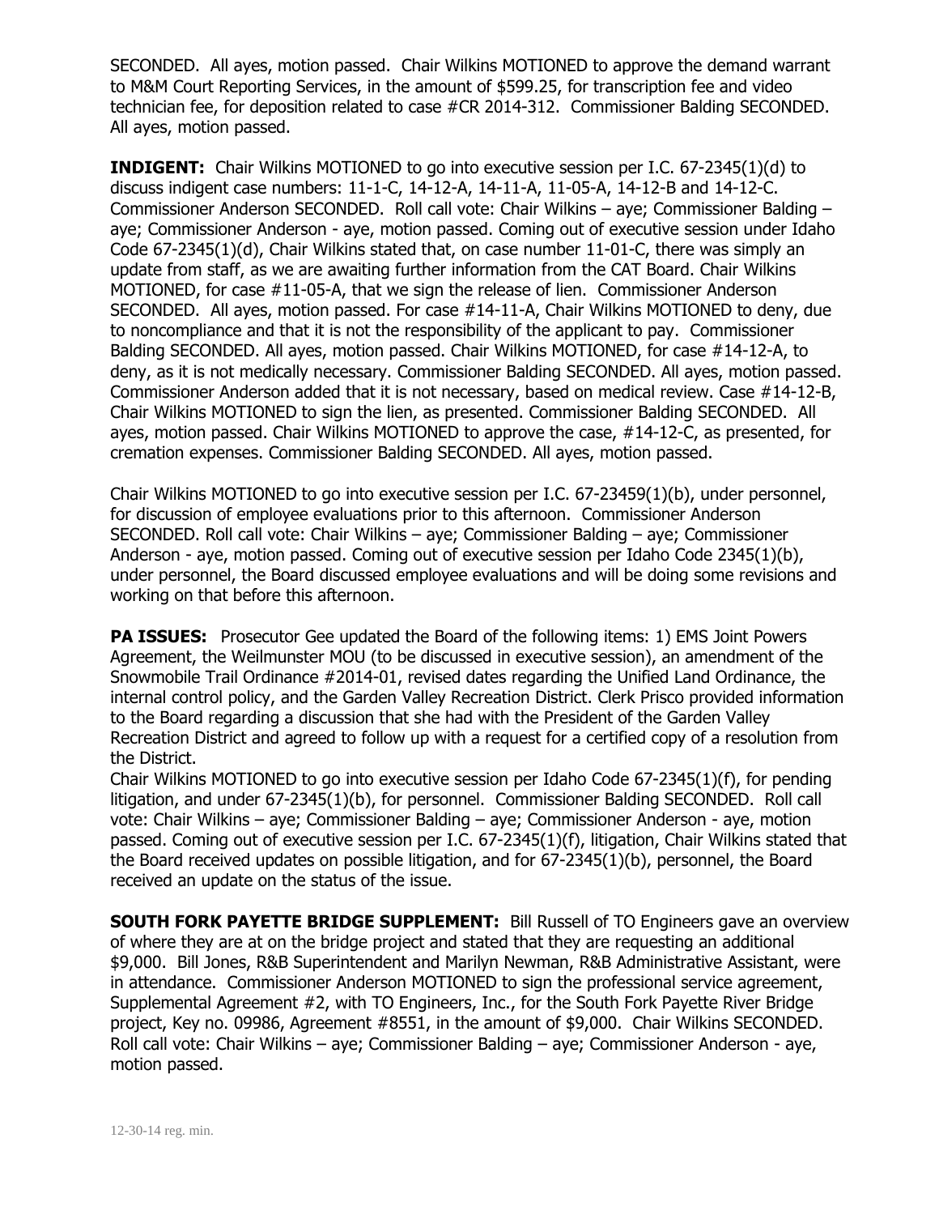SECONDED. All ayes, motion passed. Chair Wilkins MOTIONED to approve the demand warrant to M&M Court Reporting Services, in the amount of $599.25, for transcription fee and video technician fee, for deposition related to case #CR 2014-312. Commissioner Balding SECONDED. All ayes, motion passed.

**INDIGENT:** Chair Wilkins MOTIONED to go into executive session per I.C. 67-2345(1)(d) to discuss indigent case numbers: 11-1-C, 14-12-A, 14-11-A, 11-05-A, 14-12-B and 14-12-C. Commissioner Anderson SECONDED. Roll call vote: Chair Wilkins – aye; Commissioner Balding – aye; Commissioner Anderson - aye, motion passed. Coming out of executive session under Idaho Code 67-2345(1)(d), Chair Wilkins stated that, on case number 11-01-C, there was simply an update from staff, as we are awaiting further information from the CAT Board. Chair Wilkins MOTIONED, for case #11-05-A, that we sign the release of lien. Commissioner Anderson SECONDED. All ayes, motion passed. For case #14-11-A, Chair Wilkins MOTIONED to deny, due to noncompliance and that it is not the responsibility of the applicant to pay. Commissioner Balding SECONDED. All ayes, motion passed. Chair Wilkins MOTIONED, for case #14-12-A, to deny, as it is not medically necessary. Commissioner Balding SECONDED. All ayes, motion passed. Commissioner Anderson added that it is not necessary, based on medical review. Case #14-12-B, Chair Wilkins MOTIONED to sign the lien, as presented. Commissioner Balding SECONDED. All ayes, motion passed. Chair Wilkins MOTIONED to approve the case, #14-12-C, as presented, for cremation expenses. Commissioner Balding SECONDED. All ayes, motion passed.

Chair Wilkins MOTIONED to go into executive session per I.C. 67-23459(1)(b), under personnel, for discussion of employee evaluations prior to this afternoon. Commissioner Anderson SECONDED. Roll call vote: Chair Wilkins – aye; Commissioner Balding – aye; Commissioner Anderson - aye, motion passed. Coming out of executive session per Idaho Code 2345(1)(b), under personnel, the Board discussed employee evaluations and will be doing some revisions and working on that before this afternoon.

**PA ISSUES:** Prosecutor Gee updated the Board of the following items: 1) EMS Joint Powers Agreement, the Weilmunster MOU (to be discussed in executive session), an amendment of the Snowmobile Trail Ordinance #2014-01, revised dates regarding the Unified Land Ordinance, the internal control policy, and the Garden Valley Recreation District. Clerk Prisco provided information to the Board regarding a discussion that she had with the President of the Garden Valley Recreation District and agreed to follow up with a request for a certified copy of a resolution from the District.

Chair Wilkins MOTIONED to go into executive session per Idaho Code 67-2345(1)(f), for pending litigation, and under 67-2345(1)(b), for personnel. Commissioner Balding SECONDED. Roll call vote: Chair Wilkins – aye; Commissioner Balding – aye; Commissioner Anderson - aye, motion passed. Coming out of executive session per I.C. 67-2345(1)(f), litigation, Chair Wilkins stated that the Board received updates on possible litigation, and for 67-2345(1)(b), personnel, the Board received an update on the status of the issue.

**SOUTH FORK PAYETTE BRIDGE SUPPLEMENT:** Bill Russell of TO Engineers gave an overview of where they are at on the bridge project and stated that they are requesting an additional $9,000. Bill Jones, R&B Superintendent and Marilyn Newman, R&B Administrative Assistant, were in attendance. Commissioner Anderson MOTIONED to sign the professional service agreement, Supplemental Agreement #2, with TO Engineers, Inc., for the South Fork Payette River Bridge project, Key no. 09986, Agreement #8551, in the amount of $9,000. Chair Wilkins SECONDED. Roll call vote: Chair Wilkins – aye; Commissioner Balding – aye; Commissioner Anderson - aye, motion passed.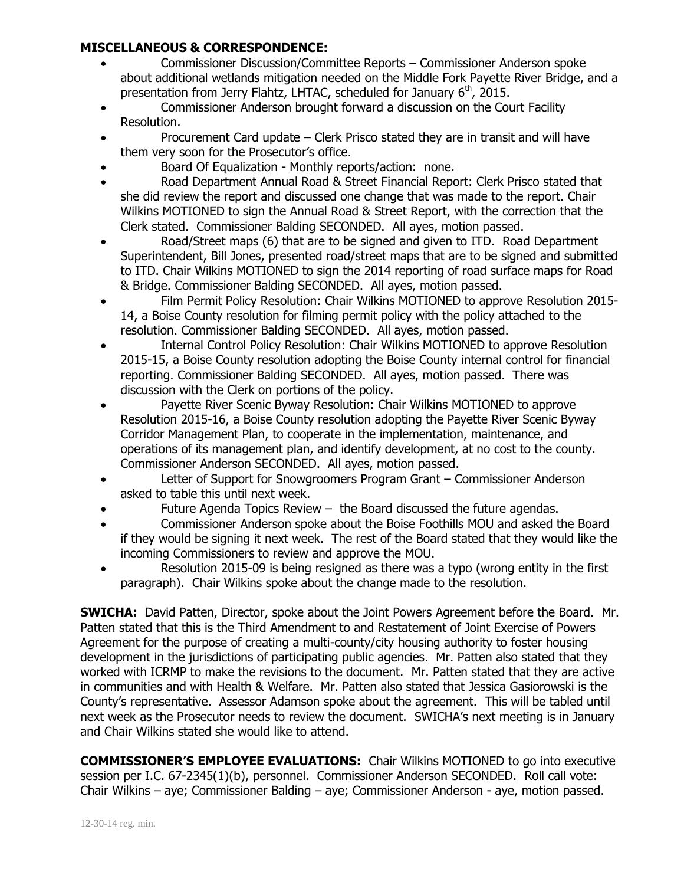**MISCELLANEOUS & CORRESPONDENCE:**

- Commissioner Discussion/Committee Reports – Commissioner Anderson spoke about additional wetlands mitigation needed on the Middle Fork Payette River Bridge, and a presentation from Jerry Flahtz, LHTAC, scheduled for January 6th, 2015.
- Commissioner Anderson brought forward a discussion on the Court Facility Resolution.
- Procurement Card update – Clerk Prisco stated they are in transit and will have them very soon for the Prosecutor's office.
- Board Of Equalization - Monthly reports/action: none.
- Road Department Annual Road & Street Financial Report: Clerk Prisco stated that she did review the report and discussed one change that was made to the report. Chair Wilkins MOTIONED to sign the Annual Road & Street Report, with the correction that the Clerk stated. Commissioner Balding SECONDED. All ayes, motion passed.
- Road/Street maps (6) that are to be signed and given to ITD. Road Department Superintendent, Bill Jones, presented road/street maps that are to be signed and submitted to ITD. Chair Wilkins MOTIONED to sign the 2014 reporting of road surface maps for Road & Bridge. Commissioner Balding SECONDED. All ayes, motion passed.
- Film Permit Policy Resolution: Chair Wilkins MOTIONED to approve Resolution 2015-14, a Boise County resolution for filming permit policy with the policy attached to the resolution. Commissioner Balding SECONDED. All ayes, motion passed.
- Internal Control Policy Resolution: Chair Wilkins MOTIONED to approve Resolution 2015-15, a Boise County resolution adopting the Boise County internal control for financial reporting. Commissioner Balding SECONDED. All ayes, motion passed. There was discussion with the Clerk on portions of the policy.
- Payette River Scenic Byway Resolution: Chair Wilkins MOTIONED to approve Resolution 2015-16, a Boise County resolution adopting the Payette River Scenic Byway Corridor Management Plan, to cooperate in the implementation, maintenance, and operations of its management plan, and identify development, at no cost to the county. Commissioner Anderson SECONDED. All ayes, motion passed.
- Letter of Support for Snowgroomers Program Grant – Commissioner Anderson asked to table this until next week.
- Future Agenda Topics Review – the Board discussed the future agendas.
- Commissioner Anderson spoke about the Boise Foothills MOU and asked the Board if they would be signing it next week. The rest of the Board stated that they would like the incoming Commissioners to review and approve the MOU.
- Resolution 2015-09 is being resigned as there was a typo (wrong entity in the first paragraph). Chair Wilkins spoke about the change made to the resolution.

**SWICHA:** David Patten, Director, spoke about the Joint Powers Agreement before the Board. Mr. Patten stated that this is the Third Amendment to and Restatement of Joint Exercise of Powers Agreement for the purpose of creating a multi-county/city housing authority to foster housing development in the jurisdictions of participating public agencies. Mr. Patten also stated that they worked with ICRMP to make the revisions to the document. Mr. Patten stated that they are active in communities and with Health & Welfare. Mr. Patten also stated that Jessica Gasiorowski is the County's representative. Assessor Adamson spoke about the agreement. This will be tabled until next week as the Prosecutor needs to review the document. SWICHA's next meeting is in January and Chair Wilkins stated she would like to attend.

**COMMISSIONER'S EMPLOYEE EVALUATIONS:** Chair Wilkins MOTIONED to go into executive session per I.C. 67-2345(1)(b), personnel. Commissioner Anderson SECONDED. Roll call vote: Chair Wilkins – aye; Commissioner Balding – aye; Commissioner Anderson - aye, motion passed.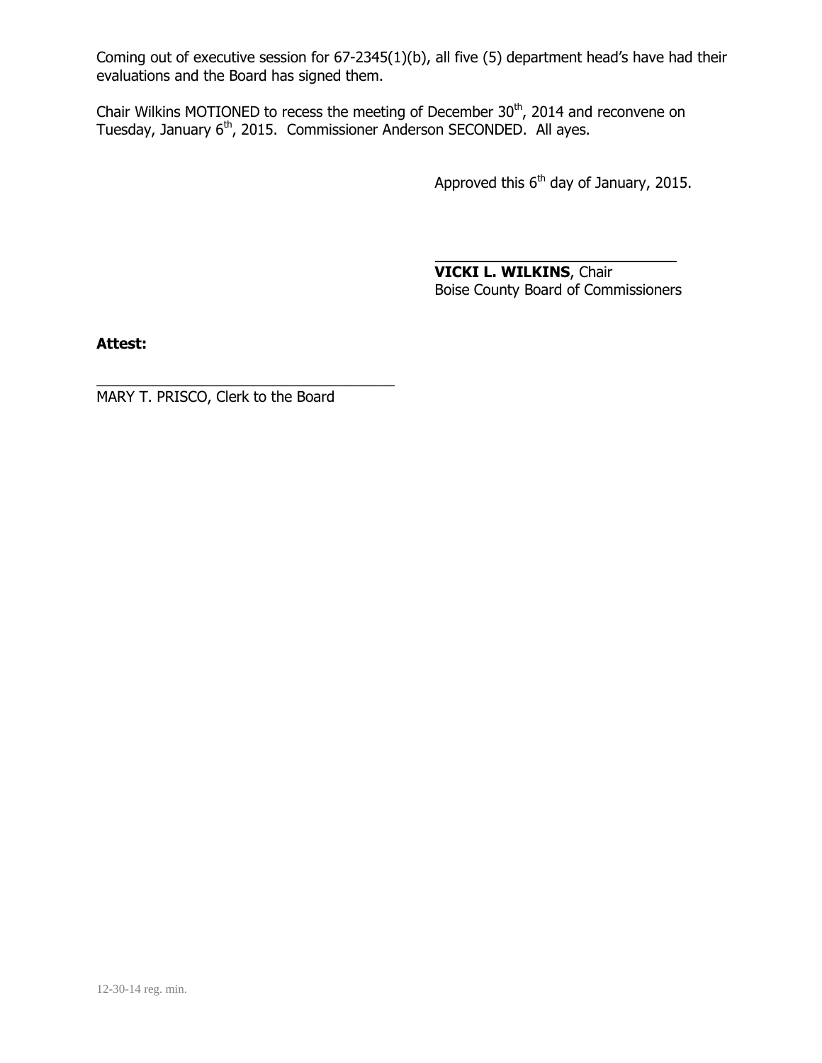Coming out of executive session for 67-2345(1)(b), all five (5) department head's have had their evaluations and the Board has signed them.

Chair Wilkins MOTIONED to recess the meeting of December 30th, 2014 and reconvene on Tuesday, January 6th, 2015. Commissioner Anderson SECONDED. All ayes.

Approved this 6th day of January, 2015.

\_\_\_\_\_\_\_\_\_\_\_\_\_\_\_\_\_\_\_\_\_\_\_\_\_\_\_\_\_\_

**VICKI L. WILKINS**, Chair
Boise County Board of Commissioners

**Attest:**

\_\_\_\_\_\_\_\_\_\_\_\_\_\_\_\_\_\_\_\_\_\_\_\_\_\_\_\_\_\_\_\_\_\_\_\_\_\_

MARY T. PRISCO, Clerk to the Board